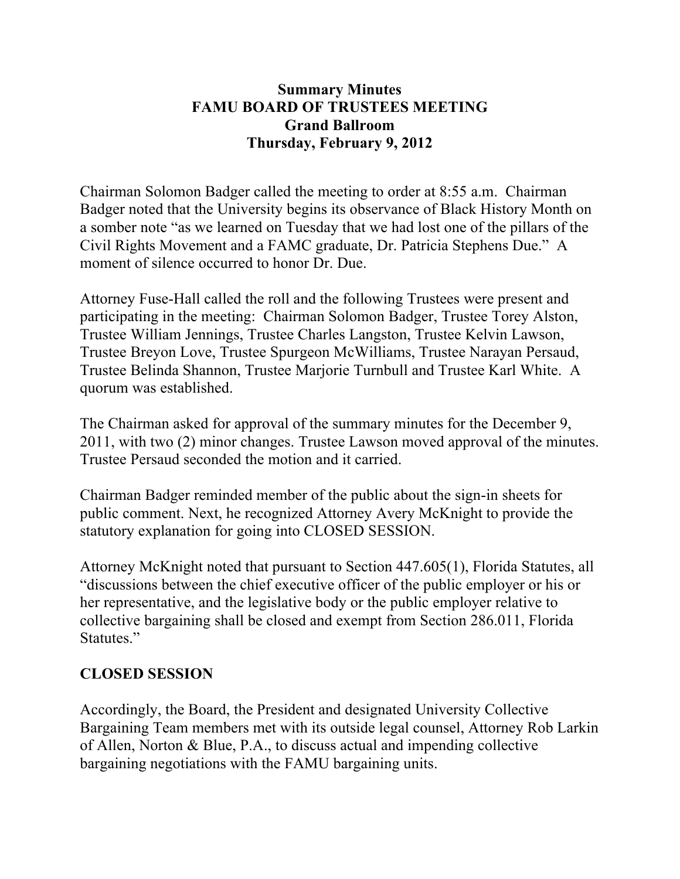**Summary Minutes**
**FAMU BOARD OF TRUSTEES MEETING**
**Grand Ballroom**
**Thursday, February 9, 2012**

Chairman Solomon Badger called the meeting to order at 8:55 a.m. Chairman Badger noted that the University begins its observance of Black History Month on a somber note "as we learned on Tuesday that we had lost one of the pillars of the Civil Rights Movement and a FAMC graduate, Dr. Patricia Stephens Due." A moment of silence occurred to honor Dr. Due.

Attorney Fuse-Hall called the roll and the following Trustees were present and participating in the meeting: Chairman Solomon Badger, Trustee Torey Alston, Trustee William Jennings, Trustee Charles Langston, Trustee Kelvin Lawson, Trustee Breyon Love, Trustee Spurgeon McWilliams, Trustee Narayan Persaud, Trustee Belinda Shannon, Trustee Marjorie Turnbull and Trustee Karl White. A quorum was established.

The Chairman asked for approval of the summary minutes for the December 9, 2011, with two (2) minor changes. Trustee Lawson moved approval of the minutes. Trustee Persaud seconded the motion and it carried.

Chairman Badger reminded member of the public about the sign-in sheets for public comment. Next, he recognized Attorney Avery McKnight to provide the statutory explanation for going into CLOSED SESSION.

Attorney McKnight noted that pursuant to Section 447.605(1), Florida Statutes, all "discussions between the chief executive officer of the public employer or his or her representative, and the legislative body or the public employer relative to collective bargaining shall be closed and exempt from Section 286.011, Florida Statutes."

## CLOSED SESSION

Accordingly, the Board, the President and designated University Collective Bargaining Team members met with its outside legal counsel, Attorney Rob Larkin of Allen, Norton & Blue, P.A., to discuss actual and impending collective bargaining negotiations with the FAMU bargaining units.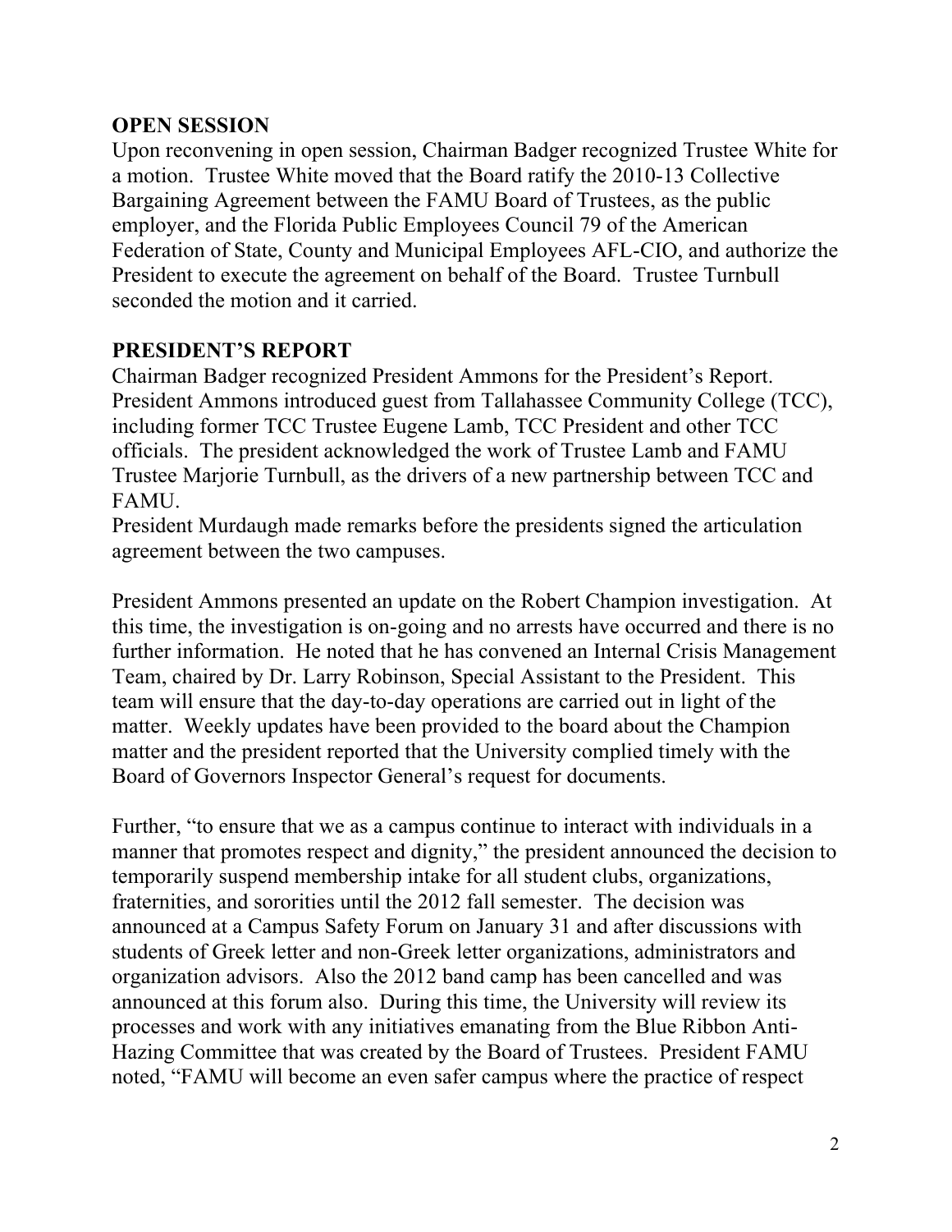## OPEN SESSION

Upon reconvening in open session, Chairman Badger recognized Trustee White for a motion. Trustee White moved that the Board ratify the 2010-13 Collective Bargaining Agreement between the FAMU Board of Trustees, as the public employer, and the Florida Public Employees Council 79 of the American Federation of State, County and Municipal Employees AFL-CIO, and authorize the President to execute the agreement on behalf of the Board. Trustee Turnbull seconded the motion and it carried.

## PRESIDENT'S REPORT

Chairman Badger recognized President Ammons for the President's Report. President Ammons introduced guest from Tallahassee Community College (TCC), including former TCC Trustee Eugene Lamb, TCC President and other TCC officials. The president acknowledged the work of Trustee Lamb and FAMU Trustee Marjorie Turnbull, as the drivers of a new partnership between TCC and FAMU.

President Murdaugh made remarks before the presidents signed the articulation agreement between the two campuses.

President Ammons presented an update on the Robert Champion investigation. At this time, the investigation is on-going and no arrests have occurred and there is no further information. He noted that he has convened an Internal Crisis Management Team, chaired by Dr. Larry Robinson, Special Assistant to the President. This team will ensure that the day-to-day operations are carried out in light of the matter. Weekly updates have been provided to the board about the Champion matter and the president reported that the University complied timely with the Board of Governors Inspector General's request for documents.

Further, "to ensure that we as a campus continue to interact with individuals in a manner that promotes respect and dignity," the president announced the decision to temporarily suspend membership intake for all student clubs, organizations, fraternities, and sororities until the 2012 fall semester. The decision was announced at a Campus Safety Forum on January 31 and after discussions with students of Greek letter and non-Greek letter organizations, administrators and organization advisors. Also the 2012 band camp has been cancelled and was announced at this forum also. During this time, the University will review its processes and work with any initiatives emanating from the Blue Ribbon Anti-Hazing Committee that was created by the Board of Trustees. President FAMU noted, "FAMU will become an even safer campus where the practice of respect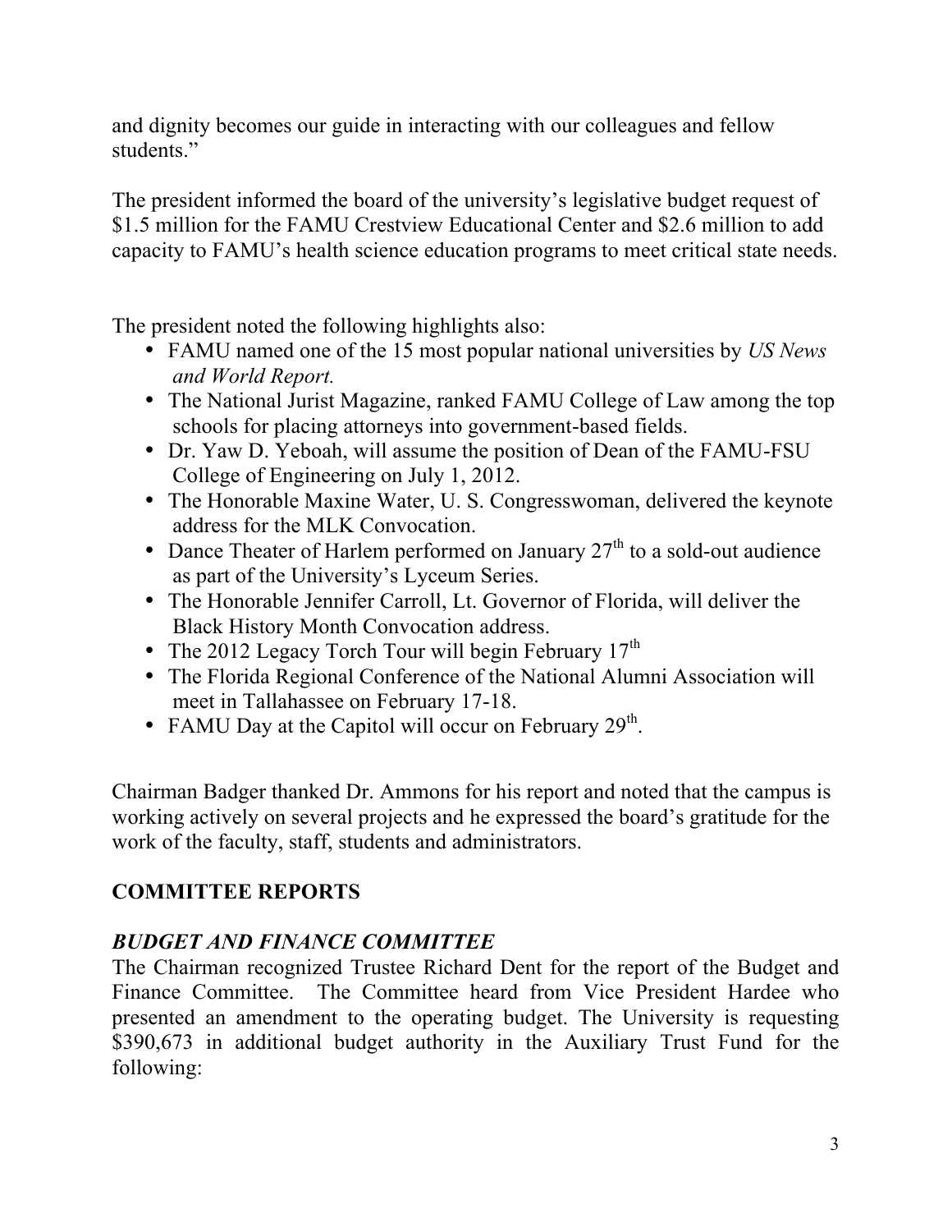and dignity becomes our guide in interacting with our colleagues and fellow students."

The president informed the board of the university's legislative budget request of $1.5 million for the FAMU Crestview Educational Center and $2.6 million to add capacity to FAMU's health science education programs to meet critical state needs.

The president noted the following highlights also:

- FAMU named one of the 15 most popular national universities by *US News and World Report.*
- The National Jurist Magazine, ranked FAMU College of Law among the top schools for placing attorneys into government-based fields.
- Dr. Yaw D. Yeboah, will assume the position of Dean of the FAMU-FSU College of Engineering on July 1, 2012.
- The Honorable Maxine Water, U. S. Congresswoman, delivered the keynote address for the MLK Convocation.
- Dance Theater of Harlem performed on January 27th to a sold-out audience as part of the University's Lyceum Series.
- The Honorable Jennifer Carroll, Lt. Governor of Florida, will deliver the Black History Month Convocation address.
- The 2012 Legacy Torch Tour will begin February 17th
- The Florida Regional Conference of the National Alumni Association will meet in Tallahassee on February 17-18.
- FAMU Day at the Capitol will occur on February 29th.

Chairman Badger thanked Dr. Ammons for his report and noted that the campus is working actively on several projects and he expressed the board's gratitude for the work of the faculty, staff, students and administrators.

## COMMITTEE REPORTS

### *BUDGET AND FINANCE COMMITTEE*

The Chairman recognized Trustee Richard Dent for the report of the Budget and Finance Committee. The Committee heard from Vice President Hardee who presented an amendment to the operating budget. The University is requesting $390,673 in additional budget authority in the Auxiliary Trust Fund for the following: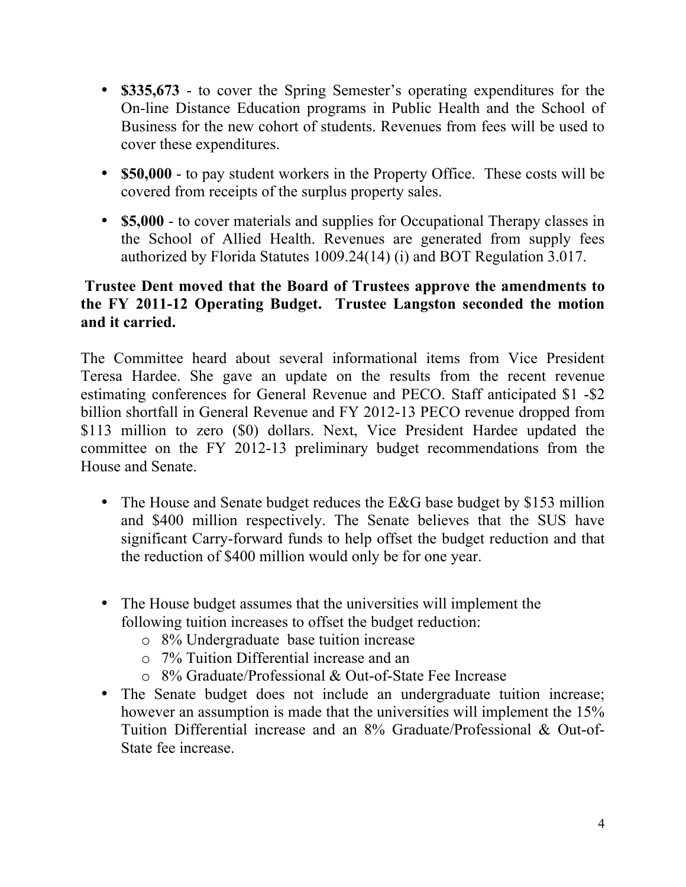- **$335,673** - to cover the Spring Semester's operating expenditures for the On-line Distance Education programs in Public Health and the School of Business for the new cohort of students. Revenues from fees will be used to cover these expenditures.

- **$50,000** - to pay student workers in the Property Office. These costs will be covered from receipts of the surplus property sales.

- **$5,000** - to cover materials and supplies for Occupational Therapy classes in the School of Allied Health. Revenues are generated from supply fees authorized by Florida Statutes 1009.24(14) (i) and BOT Regulation 3.017.

**Trustee Dent moved that the Board of Trustees approve the amendments to the FY 2011-12 Operating Budget. Trustee Langston seconded the motion and it carried.**

The Committee heard about several informational items from Vice President Teresa Hardee. She gave an update on the results from the recent revenue estimating conferences for General Revenue and PECO. Staff anticipated $1 -$2 billion shortfall in General Revenue and FY 2012-13 PECO revenue dropped from $113 million to zero ($0) dollars. Next, Vice President Hardee updated the committee on the FY 2012-13 preliminary budget recommendations from the House and Senate.

- The House and Senate budget reduces the E&G base budget by $153 million and $400 million respectively. The Senate believes that the SUS have significant Carry-forward funds to help offset the budget reduction and that the reduction of $400 million would only be for one year.

- The House budget assumes that the universities will implement the following tuition increases to offset the budget reduction:
  - 8% Undergraduate base tuition increase
  - 7% Tuition Differential increase and an
  - 8% Graduate/Professional & Out-of-State Fee Increase
- The Senate budget does not include an undergraduate tuition increase; however an assumption is made that the universities will implement the 15% Tuition Differential increase and an 8% Graduate/Professional & Out-of-State fee increase.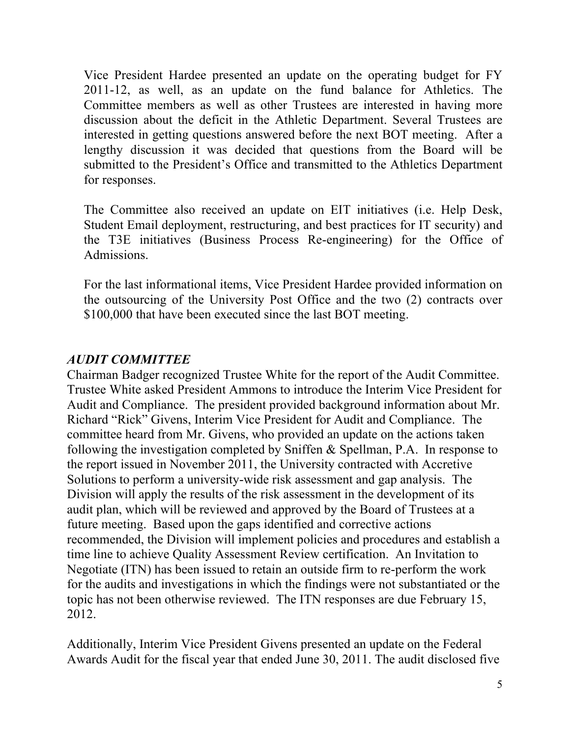Vice President Hardee presented an update on the operating budget for FY 2011-12, as well, as an update on the fund balance for Athletics. The Committee members as well as other Trustees are interested in having more discussion about the deficit in the Athletic Department. Several Trustees are interested in getting questions answered before the next BOT meeting. After a lengthy discussion it was decided that questions from the Board will be submitted to the President's Office and transmitted to the Athletics Department for responses.

The Committee also received an update on EIT initiatives (i.e. Help Desk, Student Email deployment, restructuring, and best practices for IT security) and the T3E initiatives (Business Process Re-engineering) for the Office of Admissions.

For the last informational items, Vice President Hardee provided information on the outsourcing of the University Post Office and the two (2) contracts over $100,000 that have been executed since the last BOT meeting.

***AUDIT COMMITTEE***

Chairman Badger recognized Trustee White for the report of the Audit Committee. Trustee White asked President Ammons to introduce the Interim Vice President for Audit and Compliance. The president provided background information about Mr. Richard "Rick" Givens, Interim Vice President for Audit and Compliance. The committee heard from Mr. Givens, who provided an update on the actions taken following the investigation completed by Sniffen & Spellman, P.A. In response to the report issued in November 2011, the University contracted with Accretive Solutions to perform a university-wide risk assessment and gap analysis. The Division will apply the results of the risk assessment in the development of its audit plan, which will be reviewed and approved by the Board of Trustees at a future meeting. Based upon the gaps identified and corrective actions recommended, the Division will implement policies and procedures and establish a time line to achieve Quality Assessment Review certification. An Invitation to Negotiate (ITN) has been issued to retain an outside firm to re-perform the work for the audits and investigations in which the findings were not substantiated or the topic has not been otherwise reviewed. The ITN responses are due February 15, 2012.

Additionally, Interim Vice President Givens presented an update on the Federal Awards Audit for the fiscal year that ended June 30, 2011. The audit disclosed five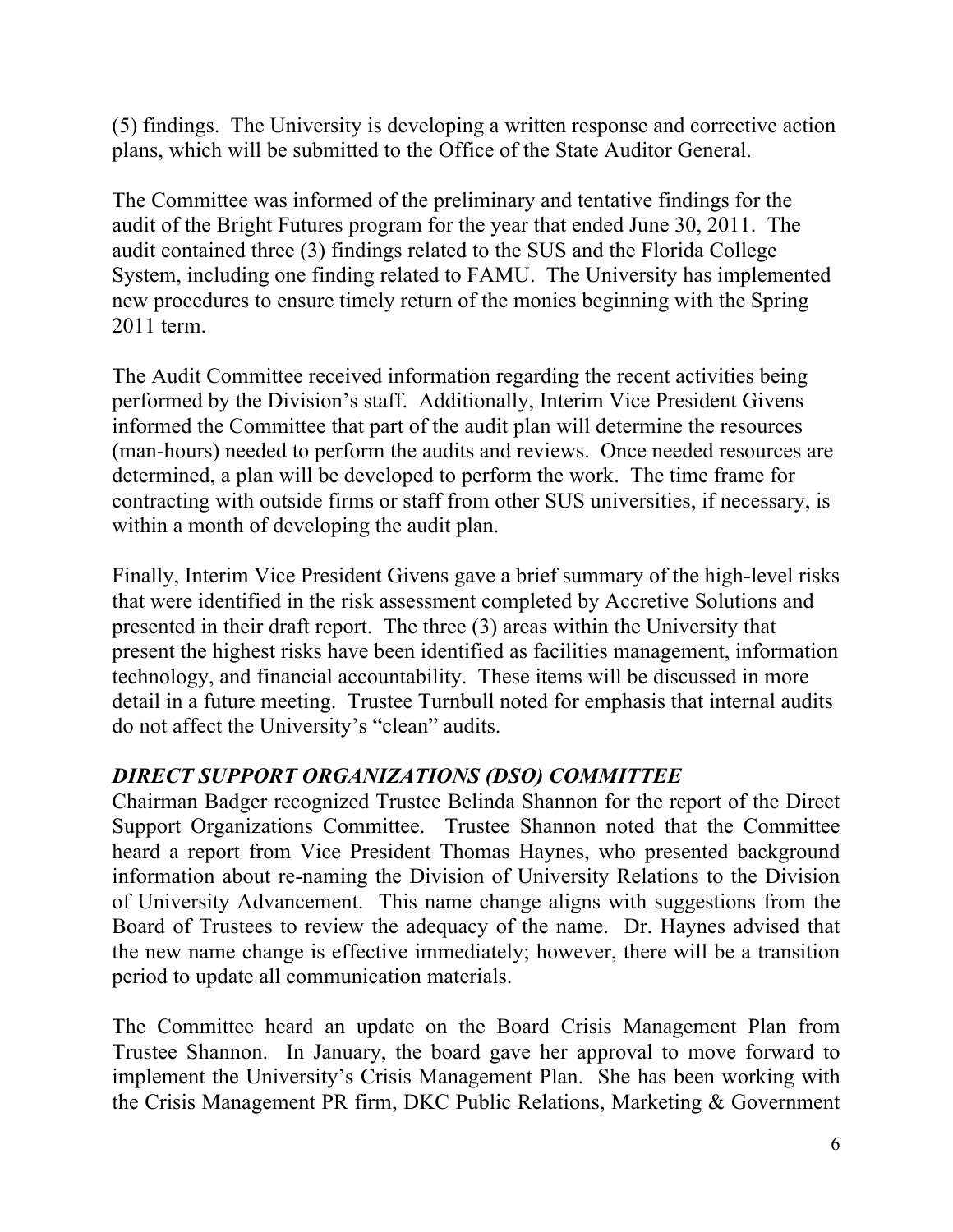(5) findings. The University is developing a written response and corrective action plans, which will be submitted to the Office of the State Auditor General.

The Committee was informed of the preliminary and tentative findings for the audit of the Bright Futures program for the year that ended June 30, 2011. The audit contained three (3) findings related to the SUS and the Florida College System, including one finding related to FAMU. The University has implemented new procedures to ensure timely return of the monies beginning with the Spring 2011 term.

The Audit Committee received information regarding the recent activities being performed by the Division's staff. Additionally, Interim Vice President Givens informed the Committee that part of the audit plan will determine the resources (man-hours) needed to perform the audits and reviews. Once needed resources are determined, a plan will be developed to perform the work. The time frame for contracting with outside firms or staff from other SUS universities, if necessary, is within a month of developing the audit plan.

Finally, Interim Vice President Givens gave a brief summary of the high-level risks that were identified in the risk assessment completed by Accretive Solutions and presented in their draft report. The three (3) areas within the University that present the highest risks have been identified as facilities management, information technology, and financial accountability. These items will be discussed in more detail in a future meeting. Trustee Turnbull noted for emphasis that internal audits do not affect the University's "clean" audits.

### *DIRECT SUPPORT ORGANIZATIONS (DSO) COMMITTEE*

Chairman Badger recognized Trustee Belinda Shannon for the report of the Direct Support Organizations Committee. Trustee Shannon noted that the Committee heard a report from Vice President Thomas Haynes, who presented background information about re-naming the Division of University Relations to the Division of University Advancement. This name change aligns with suggestions from the Board of Trustees to review the adequacy of the name. Dr. Haynes advised that the new name change is effective immediately; however, there will be a transition period to update all communication materials.

The Committee heard an update on the Board Crisis Management Plan from Trustee Shannon. In January, the board gave her approval to move forward to implement the University's Crisis Management Plan. She has been working with the Crisis Management PR firm, DKC Public Relations, Marketing & Government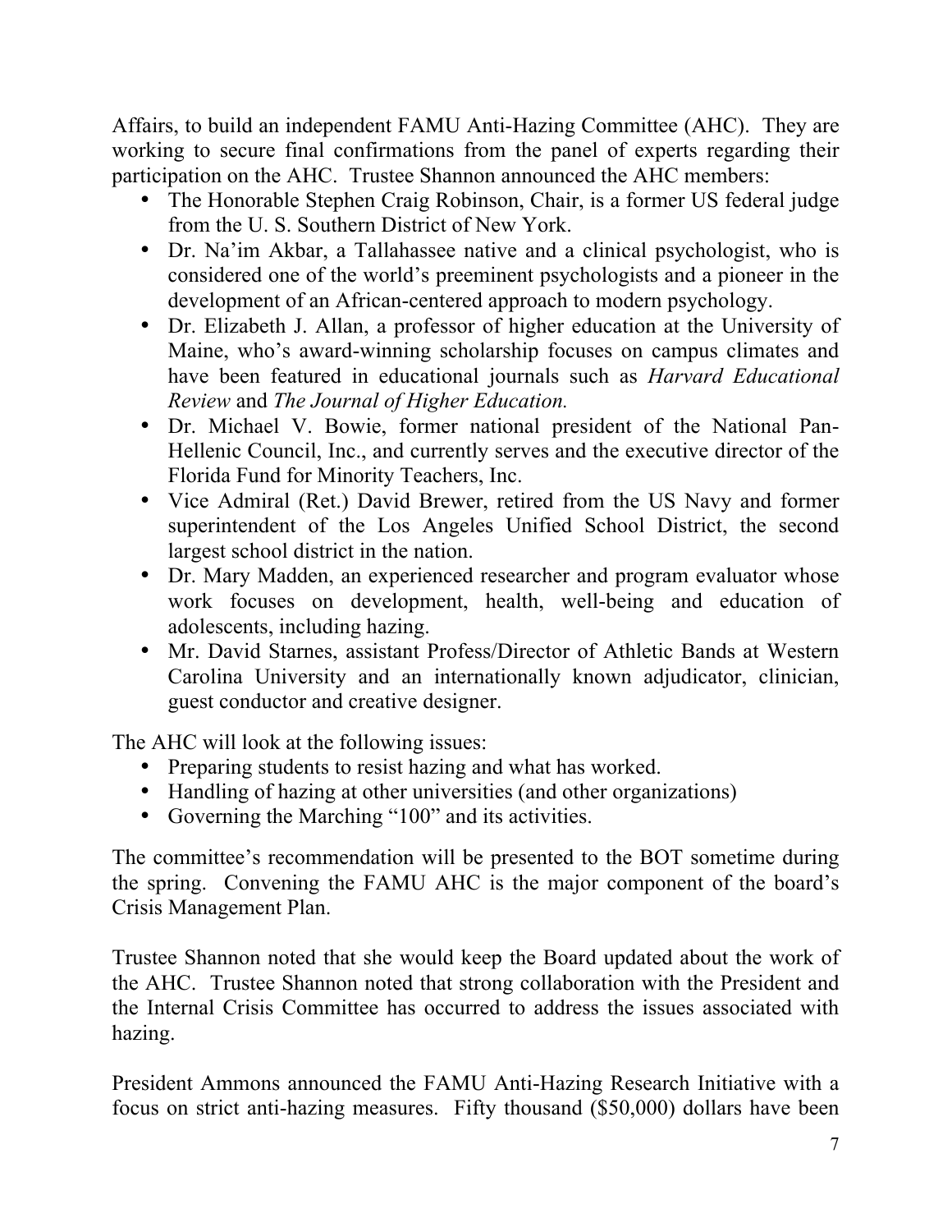Affairs, to build an independent FAMU Anti-Hazing Committee (AHC). They are working to secure final confirmations from the panel of experts regarding their participation on the AHC. Trustee Shannon announced the AHC members:

- The Honorable Stephen Craig Robinson, Chair, is a former US federal judge from the U. S. Southern District of New York.
- Dr. Na'im Akbar, a Tallahassee native and a clinical psychologist, who is considered one of the world's preeminent psychologists and a pioneer in the development of an African-centered approach to modern psychology.
- Dr. Elizabeth J. Allan, a professor of higher education at the University of Maine, who's award-winning scholarship focuses on campus climates and have been featured in educational journals such as *Harvard Educational Review* and *The Journal of Higher Education.*
- Dr. Michael V. Bowie, former national president of the National Pan-Hellenic Council, Inc., and currently serves and the executive director of the Florida Fund for Minority Teachers, Inc.
- Vice Admiral (Ret.) David Brewer, retired from the US Navy and former superintendent of the Los Angeles Unified School District, the second largest school district in the nation.
- Dr. Mary Madden, an experienced researcher and program evaluator whose work focuses on development, health, well-being and education of adolescents, including hazing.
- Mr. David Starnes, assistant Profess/Director of Athletic Bands at Western Carolina University and an internationally known adjudicator, clinician, guest conductor and creative designer.

The AHC will look at the following issues:

- Preparing students to resist hazing and what has worked.
- Handling of hazing at other universities (and other organizations)
- Governing the Marching "100" and its activities.

The committee's recommendation will be presented to the BOT sometime during the spring. Convening the FAMU AHC is the major component of the board's Crisis Management Plan.

Trustee Shannon noted that she would keep the Board updated about the work of the AHC. Trustee Shannon noted that strong collaboration with the President and the Internal Crisis Committee has occurred to address the issues associated with hazing.

President Ammons announced the FAMU Anti-Hazing Research Initiative with a focus on strict anti-hazing measures. Fifty thousand ($50,000) dollars have been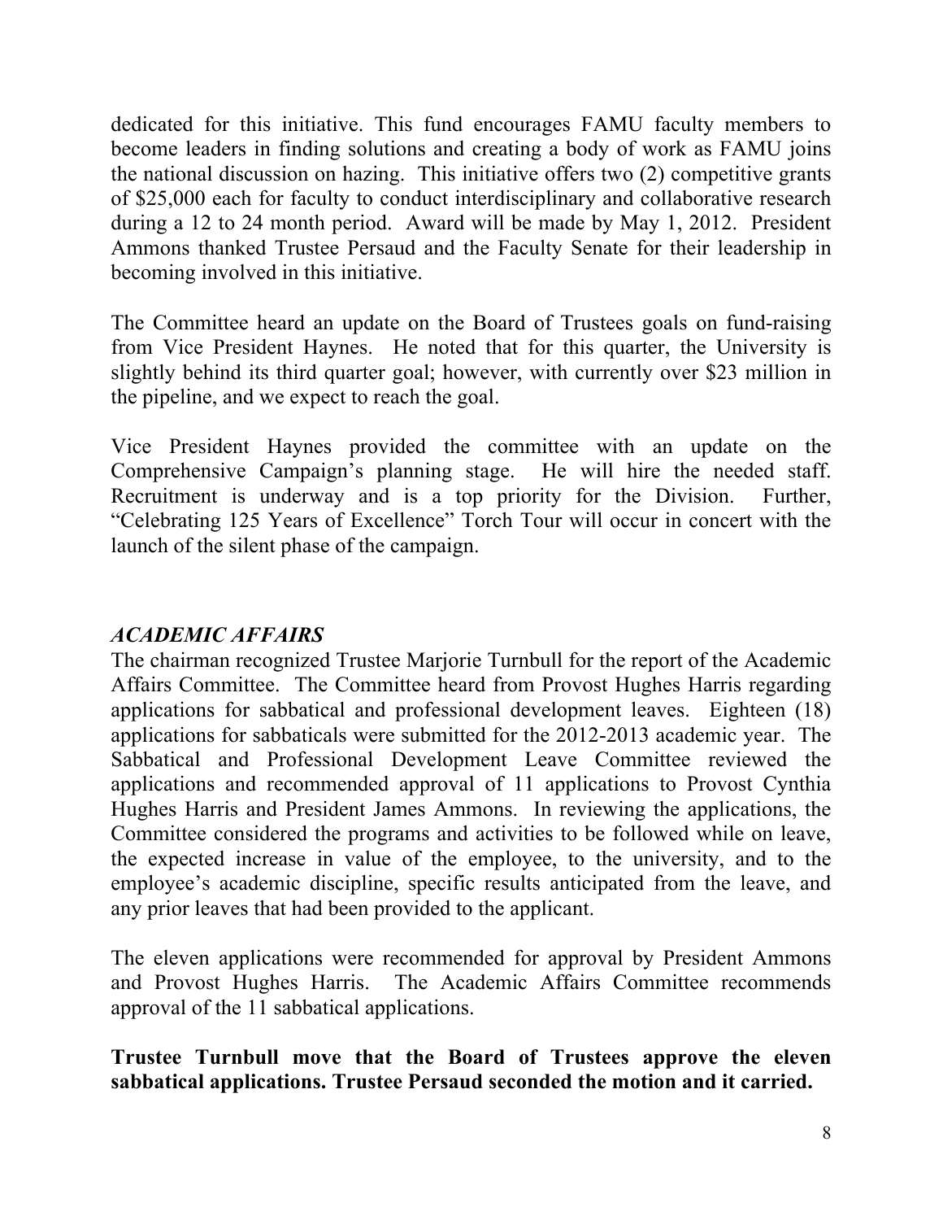dedicated for this initiative. This fund encourages FAMU faculty members to become leaders in finding solutions and creating a body of work as FAMU joins the national discussion on hazing. This initiative offers two (2) competitive grants of $25,000 each for faculty to conduct interdisciplinary and collaborative research during a 12 to 24 month period. Award will be made by May 1, 2012. President Ammons thanked Trustee Persaud and the Faculty Senate for their leadership in becoming involved in this initiative.

The Committee heard an update on the Board of Trustees goals on fund-raising from Vice President Haynes. He noted that for this quarter, the University is slightly behind its third quarter goal; however, with currently over $23 million in the pipeline, and we expect to reach the goal.

Vice President Haynes provided the committee with an update on the Comprehensive Campaign's planning stage. He will hire the needed staff. Recruitment is underway and is a top priority for the Division. Further, "Celebrating 125 Years of Excellence" Torch Tour will occur in concert with the launch of the silent phase of the campaign.

### *ACADEMIC AFFAIRS*

The chairman recognized Trustee Marjorie Turnbull for the report of the Academic Affairs Committee. The Committee heard from Provost Hughes Harris regarding applications for sabbatical and professional development leaves. Eighteen (18) applications for sabbaticals were submitted for the 2012-2013 academic year. The Sabbatical and Professional Development Leave Committee reviewed the applications and recommended approval of 11 applications to Provost Cynthia Hughes Harris and President James Ammons. In reviewing the applications, the Committee considered the programs and activities to be followed while on leave, the expected increase in value of the employee, to the university, and to the employee's academic discipline, specific results anticipated from the leave, and any prior leaves that had been provided to the applicant.

The eleven applications were recommended for approval by President Ammons and Provost Hughes Harris. The Academic Affairs Committee recommends approval of the 11 sabbatical applications.

**Trustee Turnbull move that the Board of Trustees approve the eleven sabbatical applications. Trustee Persaud seconded the motion and it carried.**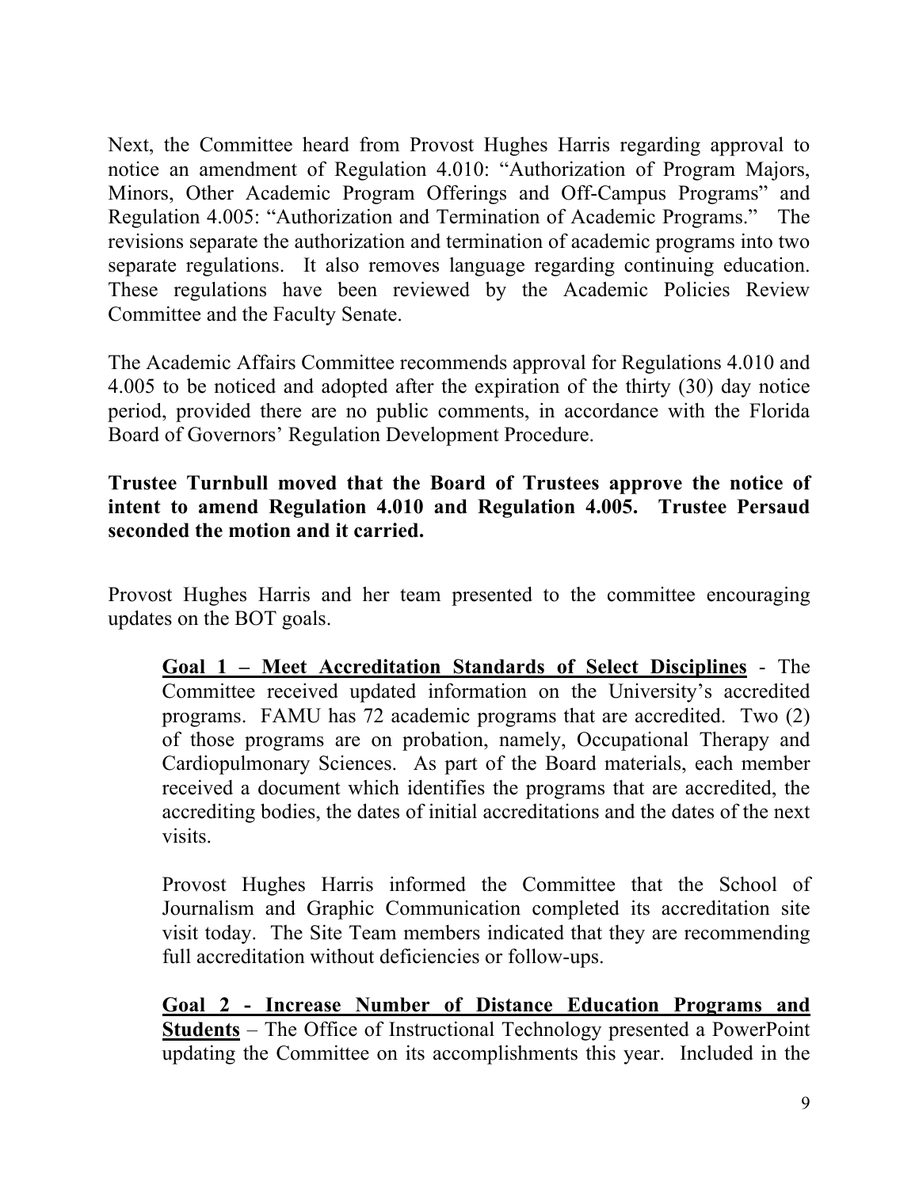Next, the Committee heard from Provost Hughes Harris regarding approval to notice an amendment of Regulation 4.010: "Authorization of Program Majors, Minors, Other Academic Program Offerings and Off-Campus Programs" and Regulation 4.005: "Authorization and Termination of Academic Programs." The revisions separate the authorization and termination of academic programs into two separate regulations. It also removes language regarding continuing education. These regulations have been reviewed by the Academic Policies Review Committee and the Faculty Senate.

The Academic Affairs Committee recommends approval for Regulations 4.010 and 4.005 to be noticed and adopted after the expiration of the thirty (30) day notice period, provided there are no public comments, in accordance with the Florida Board of Governors' Regulation Development Procedure.

**Trustee Turnbull moved that the Board of Trustees approve the notice of intent to amend Regulation 4.010 and Regulation 4.005. Trustee Persaud seconded the motion and it carried.**

Provost Hughes Harris and her team presented to the committee encouraging updates on the BOT goals.

> **<u>Goal 1 – Meet Accreditation Standards of Select Disciplines</u>** - The Committee received updated information on the University's accredited programs. FAMU has 72 academic programs that are accredited. Two (2) of those programs are on probation, namely, Occupational Therapy and Cardiopulmonary Sciences. As part of the Board materials, each member received a document which identifies the programs that are accredited, the accrediting bodies, the dates of initial accreditations and the dates of the next visits.
>
> Provost Hughes Harris informed the Committee that the School of Journalism and Graphic Communication completed its accreditation site visit today. The Site Team members indicated that they are recommending full accreditation without deficiencies or follow-ups.
>
> **<u>Goal 2 - Increase Number of Distance Education Programs and Students</u>** – The Office of Instructional Technology presented a PowerPoint updating the Committee on its accomplishments this year. Included in the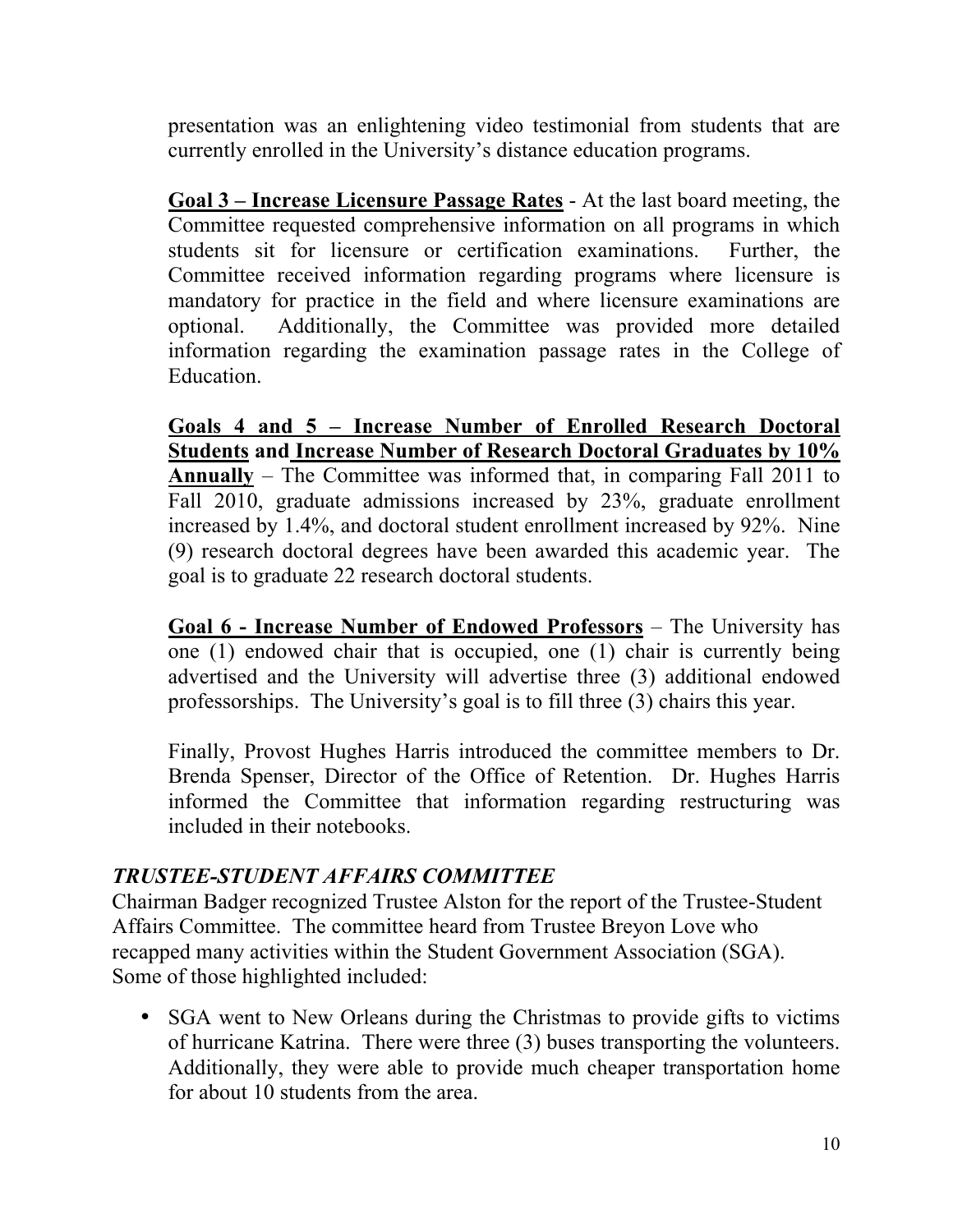presentation was an enlightening video testimonial from students that are currently enrolled in the University's distance education programs.

**Goal 3 – Increase Licensure Passage Rates** - At the last board meeting, the Committee requested comprehensive information on all programs in which students sit for licensure or certification examinations. Further, the Committee received information regarding programs where licensure is mandatory for practice in the field and where licensure examinations are optional. Additionally, the Committee was provided more detailed information regarding the examination passage rates in the College of Education.

**Goals 4 and 5 – Increase Number of Enrolled Research Doctoral Students and Increase Number of Research Doctoral Graduates by 10% Annually** – The Committee was informed that, in comparing Fall 2011 to Fall 2010, graduate admissions increased by 23%, graduate enrollment increased by 1.4%, and doctoral student enrollment increased by 92%. Nine (9) research doctoral degrees have been awarded this academic year. The goal is to graduate 22 research doctoral students.

**Goal 6 - Increase Number of Endowed Professors** – The University has one (1) endowed chair that is occupied, one (1) chair is currently being advertised and the University will advertise three (3) additional endowed professorships. The University's goal is to fill three (3) chairs this year.

Finally, Provost Hughes Harris introduced the committee members to Dr. Brenda Spenser, Director of the Office of Retention. Dr. Hughes Harris informed the Committee that information regarding restructuring was included in their notebooks.

### *TRUSTEE-STUDENT AFFAIRS COMMITTEE*

Chairman Badger recognized Trustee Alston for the report of the Trustee-Student Affairs Committee. The committee heard from Trustee Breyon Love who recapped many activities within the Student Government Association (SGA). Some of those highlighted included:

- SGA went to New Orleans during the Christmas to provide gifts to victims of hurricane Katrina. There were three (3) buses transporting the volunteers. Additionally, they were able to provide much cheaper transportation home for about 10 students from the area.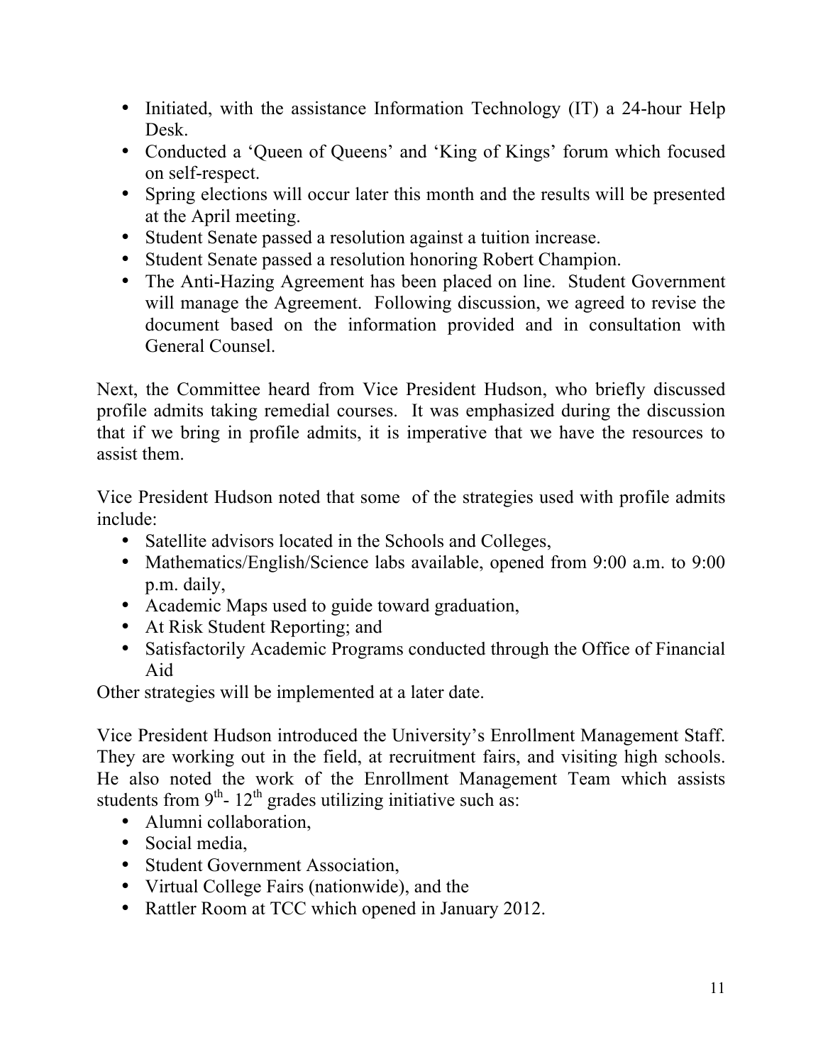- Initiated, with the assistance Information Technology (IT) a 24-hour Help Desk.
- Conducted a 'Queen of Queens' and 'King of Kings' forum which focused on self-respect.
- Spring elections will occur later this month and the results will be presented at the April meeting.
- Student Senate passed a resolution against a tuition increase.
- Student Senate passed a resolution honoring Robert Champion.
- The Anti-Hazing Agreement has been placed on line. Student Government will manage the Agreement. Following discussion, we agreed to revise the document based on the information provided and in consultation with General Counsel.

Next, the Committee heard from Vice President Hudson, who briefly discussed profile admits taking remedial courses. It was emphasized during the discussion that if we bring in profile admits, it is imperative that we have the resources to assist them.

Vice President Hudson noted that some of the strategies used with profile admits include:

- Satellite advisors located in the Schools and Colleges,
- Mathematics/English/Science labs available, opened from 9:00 a.m. to 9:00 p.m. daily,
- Academic Maps used to guide toward graduation,
- At Risk Student Reporting; and
- Satisfactorily Academic Programs conducted through the Office of Financial Aid

Other strategies will be implemented at a later date.

Vice President Hudson introduced the University's Enrollment Management Staff. They are working out in the field, at recruitment fairs, and visiting high schools. He also noted the work of the Enrollment Management Team which assists students from 9th- 12th grades utilizing initiative such as:

- Alumni collaboration,
- Social media,
- Student Government Association,
- Virtual College Fairs (nationwide), and the
- Rattler Room at TCC which opened in January 2012.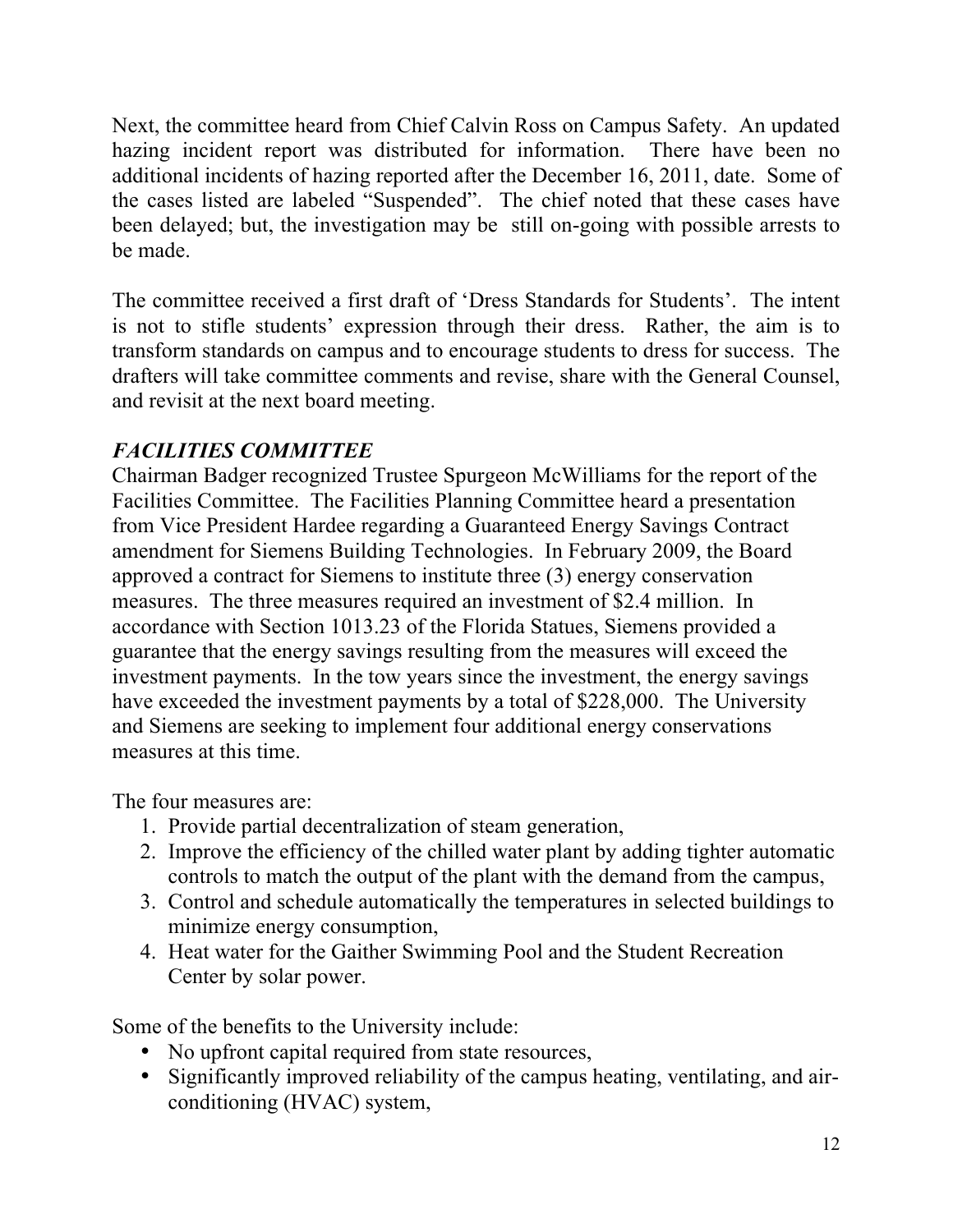Next, the committee heard from Chief Calvin Ross on Campus Safety. An updated hazing incident report was distributed for information. There have been no additional incidents of hazing reported after the December 16, 2011, date. Some of the cases listed are labeled "Suspended". The chief noted that these cases have been delayed; but, the investigation may be still on-going with possible arrests to be made.

The committee received a first draft of 'Dress Standards for Students'. The intent is not to stifle students' expression through their dress. Rather, the aim is to transform standards on campus and to encourage students to dress for success. The drafters will take committee comments and revise, share with the General Counsel, and revisit at the next board meeting.

### ***FACILITIES COMMITTEE***

Chairman Badger recognized Trustee Spurgeon McWilliams for the report of the Facilities Committee. The Facilities Planning Committee heard a presentation from Vice President Hardee regarding a Guaranteed Energy Savings Contract amendment for Siemens Building Technologies. In February 2009, the Board approved a contract for Siemens to institute three (3) energy conservation measures. The three measures required an investment of $2.4 million. In accordance with Section 1013.23 of the Florida Statues, Siemens provided a guarantee that the energy savings resulting from the measures will exceed the investment payments. In the tow years since the investment, the energy savings have exceeded the investment payments by a total of $228,000. The University and Siemens are seeking to implement four additional energy conservations measures at this time.

The four measures are:

1. Provide partial decentralization of steam generation,
2. Improve the efficiency of the chilled water plant by adding tighter automatic controls to match the output of the plant with the demand from the campus,
3. Control and schedule automatically the temperatures in selected buildings to minimize energy consumption,
4. Heat water for the Gaither Swimming Pool and the Student Recreation Center by solar power.

Some of the benefits to the University include:

- No upfront capital required from state resources,
- Significantly improved reliability of the campus heating, ventilating, and air-conditioning (HVAC) system,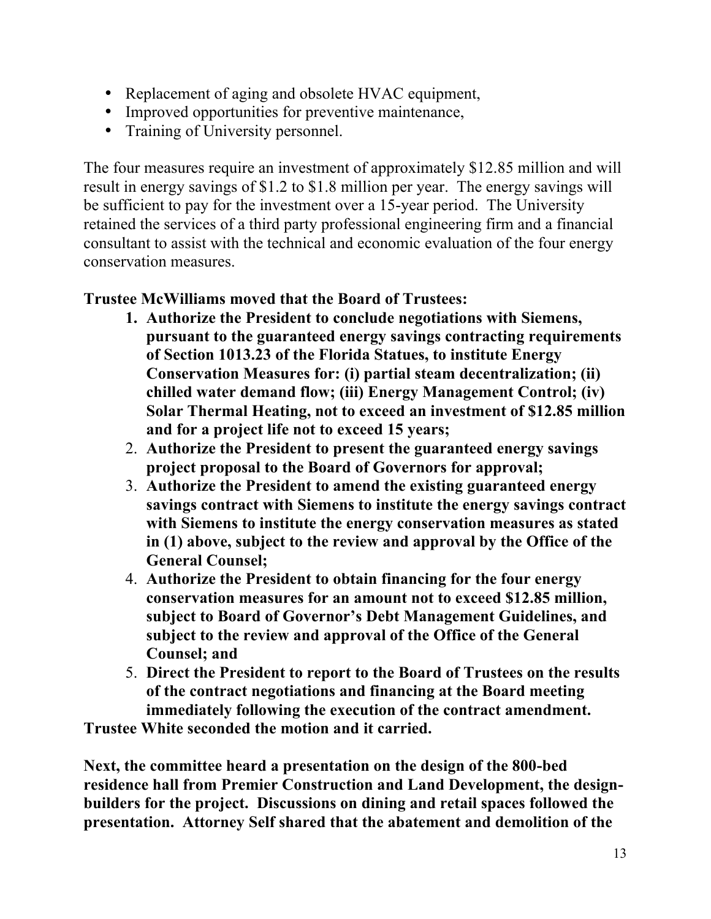- Replacement of aging and obsolete HVAC equipment,
- Improved opportunities for preventive maintenance,
- Training of University personnel.

The four measures require an investment of approximately $12.85 million and will result in energy savings of $1.2 to $1.8 million per year. The energy savings will be sufficient to pay for the investment over a 15-year period. The University retained the services of a third party professional engineering firm and a financial consultant to assist with the technical and economic evaluation of the four energy conservation measures.

**Trustee McWilliams moved that the Board of Trustees:**

1. **Authorize the President to conclude negotiations with Siemens, pursuant to the guaranteed energy savings contracting requirements of Section 1013.23 of the Florida Statues, to institute Energy Conservation Measures for: (i) partial steam decentralization; (ii) chilled water demand flow; (iii) Energy Management Control; (iv) Solar Thermal Heating, not to exceed an investment of $12.85 million and for a project life not to exceed 15 years;**
2. **Authorize the President to present the guaranteed energy savings project proposal to the Board of Governors for approval;**
3. **Authorize the President to amend the existing guaranteed energy savings contract with Siemens to institute the energy savings contract with Siemens to institute the energy conservation measures as stated in (1) above, subject to the review and approval by the Office of the General Counsel;**
4. **Authorize the President to obtain financing for the four energy conservation measures for an amount not to exceed $12.85 million, subject to Board of Governor's Debt Management Guidelines, and subject to the review and approval of the Office of the General Counsel; and**
5. **Direct the President to report to the Board of Trustees on the results of the contract negotiations and financing at the Board meeting immediately following the execution of the contract amendment.**

**Trustee White seconded the motion and it carried.**

**Next, the committee heard a presentation on the design of the 800-bed residence hall from Premier Construction and Land Development, the design-builders for the project. Discussions on dining and retail spaces followed the presentation. Attorney Self shared that the abatement and demolition of the**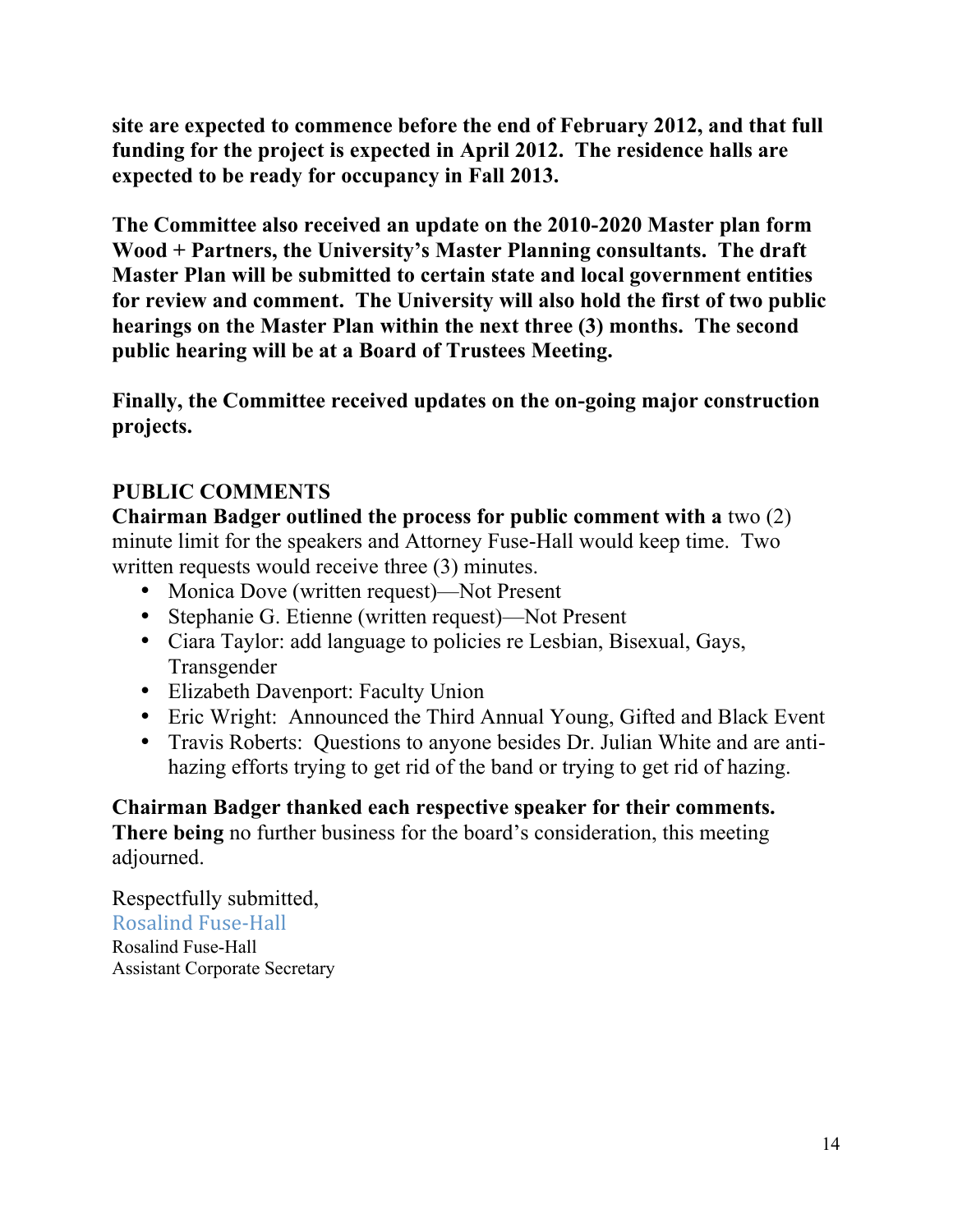**site are expected to commence before the end of February 2012, and that full funding for the project is expected in April 2012. The residence halls are expected to be ready for occupancy in Fall 2013.**

**The Committee also received an update on the 2010-2020 Master plan form Wood + Partners, the University's Master Planning consultants. The draft Master Plan will be submitted to certain state and local government entities for review and comment. The University will also hold the first of two public hearings on the Master Plan within the next three (3) months. The second public hearing will be at a Board of Trustees Meeting.**

**Finally, the Committee received updates on the on-going major construction projects.**

**PUBLIC COMMENTS**

**Chairman Badger outlined the process for public comment with a** two (2) minute limit for the speakers and Attorney Fuse-Hall would keep time. Two written requests would receive three (3) minutes.

- Monica Dove (written request)—Not Present
- Stephanie G. Etienne (written request)—Not Present
- Ciara Taylor: add language to policies re Lesbian, Bisexual, Gays, Transgender
- Elizabeth Davenport: Faculty Union
- Eric Wright: Announced the Third Annual Young, Gifted and Black Event
- Travis Roberts: Questions to anyone besides Dr. Julian White and are anti-hazing efforts trying to get rid of the band or trying to get rid of hazing.

**Chairman Badger thanked each respective speaker for their comments. There being** no further business for the board's consideration, this meeting adjourned.

Respectfully submitted,
Rosalind Fuse-Hall
Rosalind Fuse-Hall
Assistant Corporate Secretary